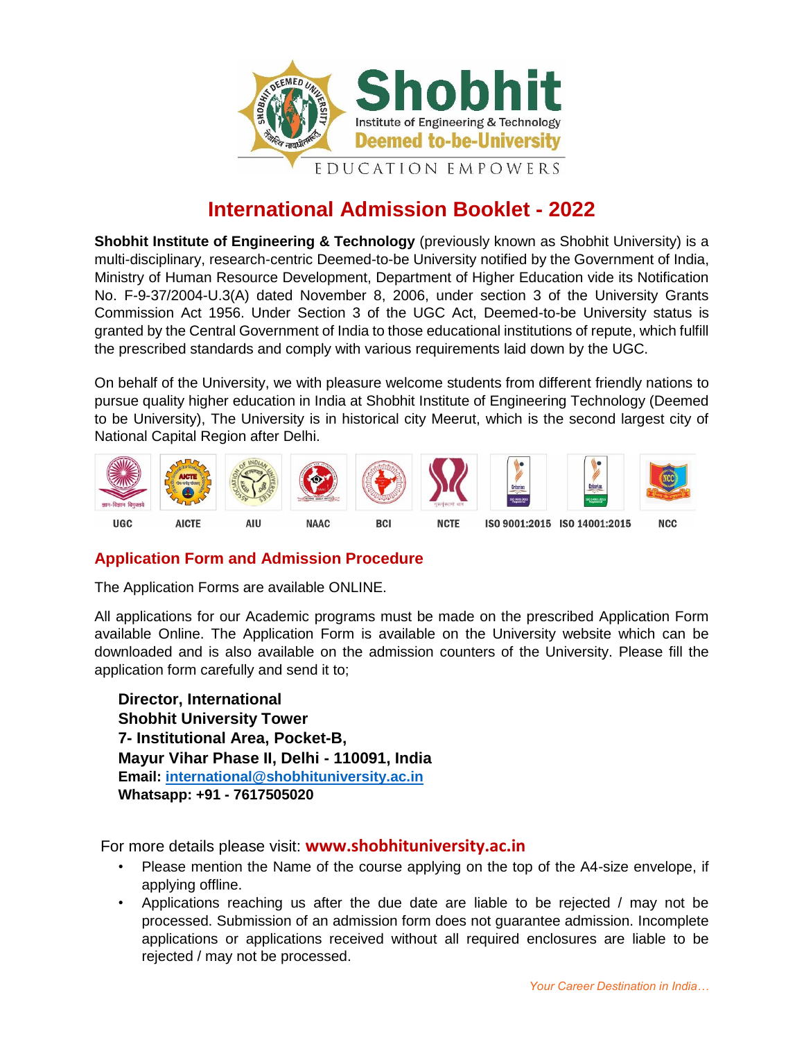# International Admission Booklet - 2022

**Shobhit Institute of Engineering & Technology** (previously known as Shobhit University) is a multi-disciplinary, research-centric Deemed-to-be University notified by the Government of India, Ministry of Human Resource Development, Department of Higher Education vide its Notification No. F-9-37/2004-U.3(A) dated November 8, 2006, under section 3 of the University Grants Commission Act 1956. Under Section 3 of the UGC Act, Deemed-to-be University status is granted by the Central Government of India to those educational institutions of repute, which fulfill the prescribed standards and comply with various requirements laid down by the UGC.

On behalf of the University, we with pleasure welcome students from different friendly nations to pursue quality higher education in India at Shobhit Institute of Engineering Technology (Deemed to be University), The University is in historical city Meerut, which is the second largest city of National Capital Region after Delhi.

UGC | AICTE | AIU | NAAC | BCI | NCTE | ISO 9001:2015 | ISO 14001:2015 | NCC

## Application Form and Admission Procedure

The Application Forms are available ONLINE.

All applications for our Academic programs must be made on the prescribed Application Form available Online. The Application Form is available on the University website which can be downloaded and is also available on the admission counters of the University. Please fill the application form carefully and send it to;

**Director, International**
**Shobhit University Tower**
**7- Institutional Area, Pocket-B,**
**Mayur Vihar Phase II, Delhi - 110091, India**
**Email: international@shobhituniversity.ac.in**
**Whatsapp: +91 - 7617505020**

For more details please visit: **www.shobhituniversity.ac.in**

- Please mention the Name of the course applying on the top of the A4-size envelope, if applying offline.
- Applications reaching us after the due date are liable to be rejected / may not be processed. Submission of an admission form does not guarantee admission. Incomplete applications or applications received without all required enclosures are liable to be rejected / may not be processed.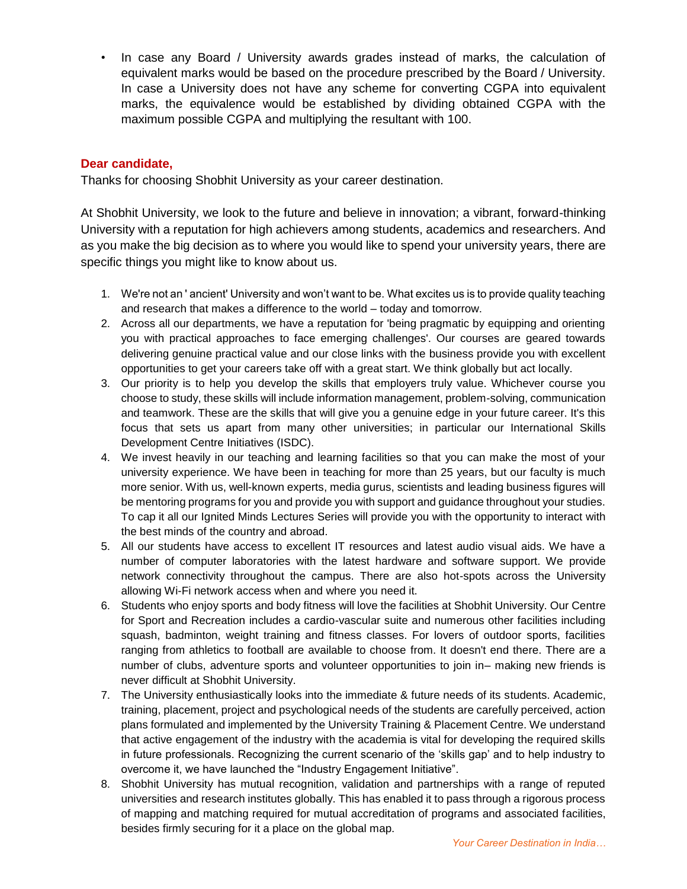- In case any Board / University awards grades instead of marks, the calculation of equivalent marks would be based on the procedure prescribed by the Board / University. In case a University does not have any scheme for converting CGPA into equivalent marks, the equivalence would be established by dividing obtained CGPA with the maximum possible CGPA and multiplying the resultant with 100.

**Dear candidate,**

Thanks for choosing Shobhit University as your career destination.

At Shobhit University, we look to the future and believe in innovation; a vibrant, forward-thinking University with a reputation for high achievers among students, academics and researchers. And as you make the big decision as to where you would like to spend your university years, there are specific things you might like to know about us.

1. We're not an ' ancient' University and won't want to be. What excites us is to provide quality teaching and research that makes a difference to the world – today and tomorrow.
2. Across all our departments, we have a reputation for 'being pragmatic by equipping and orienting you with practical approaches to face emerging challenges'. Our courses are geared towards delivering genuine practical value and our close links with the business provide you with excellent opportunities to get your careers take off with a great start. We think globally but act locally.
3. Our priority is to help you develop the skills that employers truly value. Whichever course you choose to study, these skills will include information management, problem-solving, communication and teamwork. These are the skills that will give you a genuine edge in your future career. It's this focus that sets us apart from many other universities; in particular our International Skills Development Centre Initiatives (ISDC).
4. We invest heavily in our teaching and learning facilities so that you can make the most of your university experience. We have been in teaching for more than 25 years, but our faculty is much more senior. With us, well-known experts, media gurus, scientists and leading business figures will be mentoring programs for you and provide you with support and guidance throughout your studies. To cap it all our Ignited Minds Lectures Series will provide you with the opportunity to interact with the best minds of the country and abroad.
5. All our students have access to excellent IT resources and latest audio visual aids. We have a number of computer laboratories with the latest hardware and software support. We provide network connectivity throughout the campus. There are also hot-spots across the University allowing Wi-Fi network access when and where you need it.
6. Students who enjoy sports and body fitness will love the facilities at Shobhit University. Our Centre for Sport and Recreation includes a cardio-vascular suite and numerous other facilities including squash, badminton, weight training and fitness classes. For lovers of outdoor sports, facilities ranging from athletics to football are available to choose from. It doesn't end there. There are a number of clubs, adventure sports and volunteer opportunities to join in– making new friends is never difficult at Shobhit University.
7. The University enthusiastically looks into the immediate & future needs of its students. Academic, training, placement, project and psychological needs of the students are carefully perceived, action plans formulated and implemented by the University Training & Placement Centre. We understand that active engagement of the industry with the academia is vital for developing the required skills in future professionals. Recognizing the current scenario of the 'skills gap' and to help industry to overcome it, we have launched the "Industry Engagement Initiative".
8. Shobhit University has mutual recognition, validation and partnerships with a range of reputed universities and research institutes globally. This has enabled it to pass through a rigorous process of mapping and matching required for mutual accreditation of programs and associated facilities, besides firmly securing for it a place on the global map.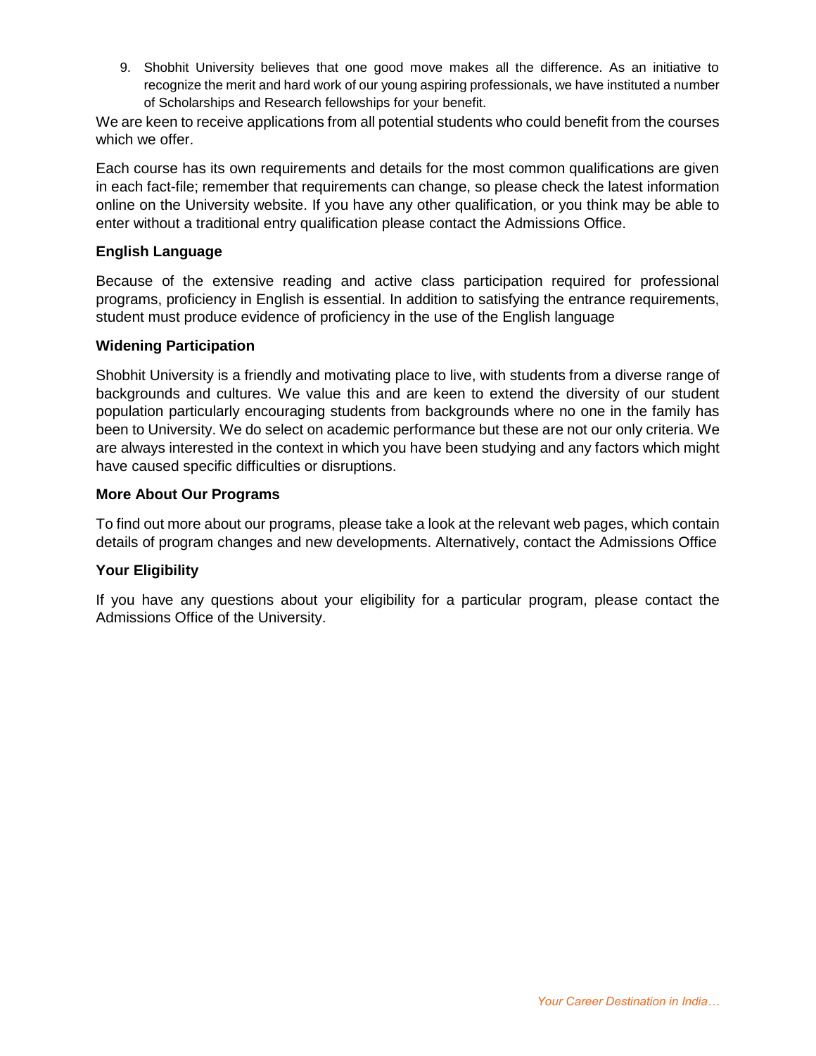9. Shobhit University believes that one good move makes all the difference. As an initiative to recognize the merit and hard work of our young aspiring professionals, we have instituted a number of Scholarships and Research fellowships for your benefit.

We are keen to receive applications from all potential students who could benefit from the courses which we offer.

Each course has its own requirements and details for the most common qualifications are given in each fact-file; remember that requirements can change, so please check the latest information online on the University website. If you have any other qualification, or you think may be able to enter without a traditional entry qualification please contact the Admissions Office.

**English Language**

Because of the extensive reading and active class participation required for professional programs, proficiency in English is essential. In addition to satisfying the entrance requirements, student must produce evidence of proficiency in the use of the English language

**Widening Participation**

Shobhit University is a friendly and motivating place to live, with students from a diverse range of backgrounds and cultures. We value this and are keen to extend the diversity of our student population particularly encouraging students from backgrounds where no one in the family has been to University. We do select on academic performance but these are not our only criteria. We are always interested in the context in which you have been studying and any factors which might have caused specific difficulties or disruptions.

**More About Our Programs**

To find out more about our programs, please take a look at the relevant web pages, which contain details of program changes and new developments. Alternatively, contact the Admissions Office

**Your Eligibility**

If you have any questions about your eligibility for a particular program, please contact the Admissions Office of the University.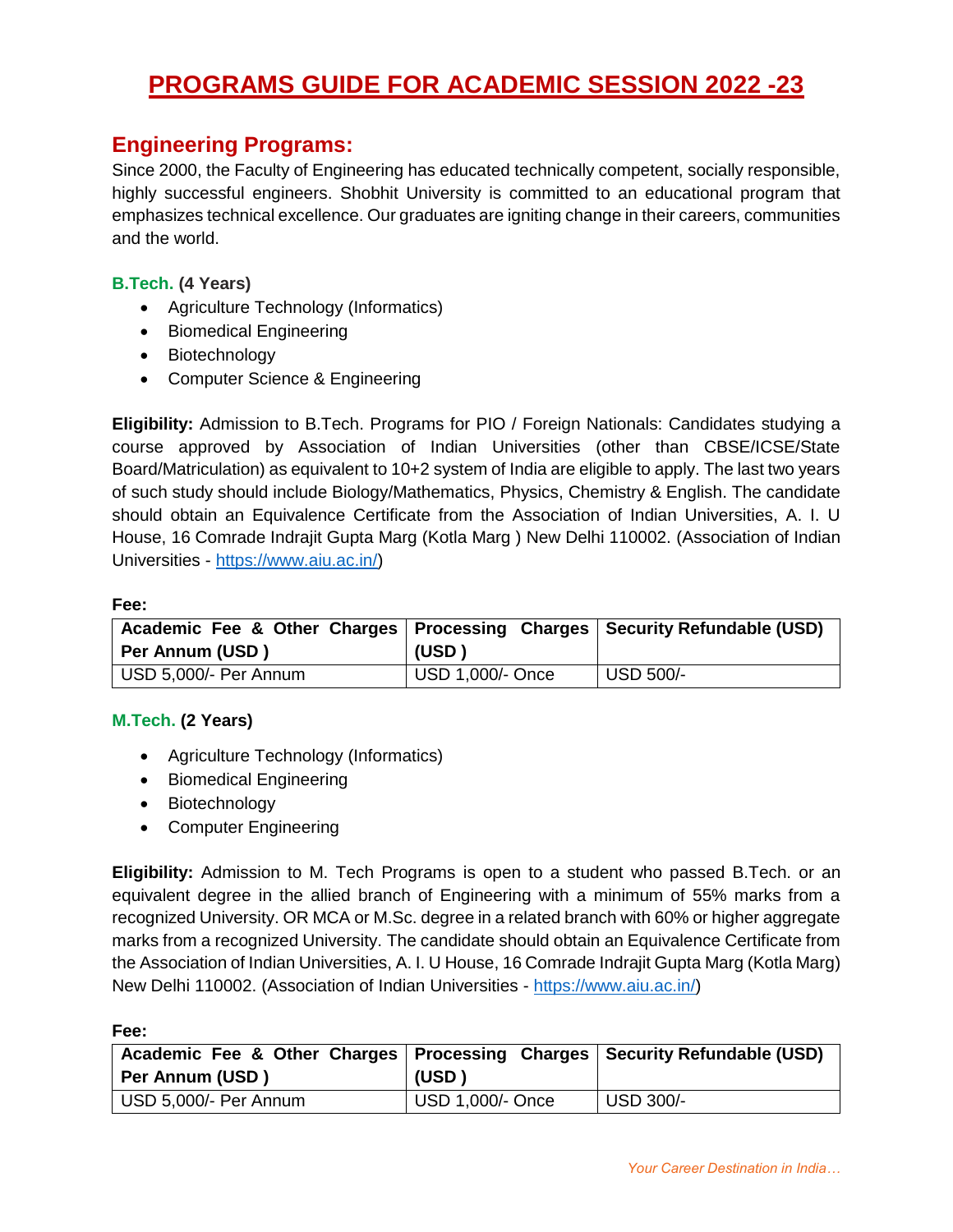# PROGRAMS GUIDE FOR ACADEMIC SESSION 2022 -23

## Engineering Programs:

Since 2000, the Faculty of Engineering has educated technically competent, socially responsible, highly successful engineers. Shobhit University is committed to an educational program that emphasizes technical excellence. Our graduates are igniting change in their careers, communities and the world.

### B.Tech. (4 Years)

- Agriculture Technology (Informatics)
- Biomedical Engineering
- Biotechnology
- Computer Science & Engineering

**Eligibility:** Admission to B.Tech. Programs for PIO / Foreign Nationals: Candidates studying a course approved by Association of Indian Universities (other than CBSE/ICSE/State Board/Matriculation) as equivalent to 10+2 system of India are eligible to apply. The last two years of such study should include Biology/Mathematics, Physics, Chemistry & English. The candidate should obtain an Equivalence Certificate from the Association of Indian Universities, A. I. U House, 16 Comrade Indrajit Gupta Marg (Kotla Marg ) New Delhi 110002. (Association of Indian Universities - https://www.aiu.ac.in/)

**Fee:**

| Academic Fee & Other Charges Per Annum (USD ) | Processing Charges (USD ) | Security Refundable (USD) |
|---|---|---|
| USD 5,000/- Per Annum | USD 1,000/- Once | USD 500/- |

### M.Tech. (2 Years)

- Agriculture Technology (Informatics)
- Biomedical Engineering
- Biotechnology
- Computer Engineering

**Eligibility:** Admission to M. Tech Programs is open to a student who passed B.Tech. or an equivalent degree in the allied branch of Engineering with a minimum of 55% marks from a recognized University. OR MCA or M.Sc. degree in a related branch with 60% or higher aggregate marks from a recognized University. The candidate should obtain an Equivalence Certificate from the Association of Indian Universities, A. I. U House, 16 Comrade Indrajit Gupta Marg (Kotla Marg) New Delhi 110002. (Association of Indian Universities - https://www.aiu.ac.in/)

**Fee:**

| Academic Fee & Other Charges Per Annum (USD ) | Processing Charges (USD ) | Security Refundable (USD) |
|---|---|---|
| USD 5,000/- Per Annum | USD 1,000/- Once | USD 300/- |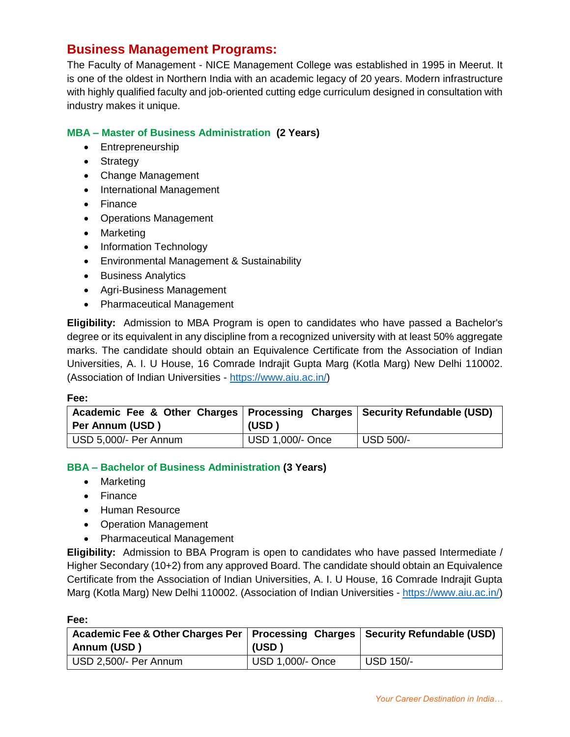## Business Management Programs:

The Faculty of Management - NICE Management College was established in 1995 in Meerut. It is one of the oldest in Northern India with an academic legacy of 20 years. Modern infrastructure with highly qualified faculty and job-oriented cutting edge curriculum designed in consultation with industry makes it unique.

### MBA – Master of Business Administration **(2 Years)**

- Entrepreneurship
- Strategy
- Change Management
- International Management
- Finance
- Operations Management
- Marketing
- Information Technology
- Environmental Management & Sustainability
- Business Analytics
- Agri-Business Management
- Pharmaceutical Management

**Eligibility:** Admission to MBA Program is open to candidates who have passed a Bachelor's degree or its equivalent in any discipline from a recognized university with at least 50% aggregate marks. The candidate should obtain an Equivalence Certificate from the Association of Indian Universities, A. I. U House, 16 Comrade Indrajit Gupta Marg (Kotla Marg) New Delhi 110002. (Association of Indian Universities - https://www.aiu.ac.in/)

**Fee:**

| Academic Fee & Other Charges Per Annum (USD ) | Processing Charges (USD ) | Security Refundable (USD) |
|---|---|---|
| USD 5,000/- Per Annum | USD 1,000/- Once | USD 500/- |

### BBA – Bachelor of Business Administration **(3 Years)**

- Marketing
- Finance
- Human Resource
- Operation Management
- Pharmaceutical Management

**Eligibility:** Admission to BBA Program is open to candidates who have passed Intermediate / Higher Secondary (10+2) from any approved Board. The candidate should obtain an Equivalence Certificate from the Association of Indian Universities, A. I. U House, 16 Comrade Indrajit Gupta Marg (Kotla Marg) New Delhi 110002. (Association of Indian Universities - https://www.aiu.ac.in/)

**Fee:**

| Academic Fee & Other Charges Per Annum (USD ) | Processing Charges (USD ) | Security Refundable (USD) |
|---|---|---|
| USD 2,500/- Per Annum | USD 1,000/- Once | USD 150/- |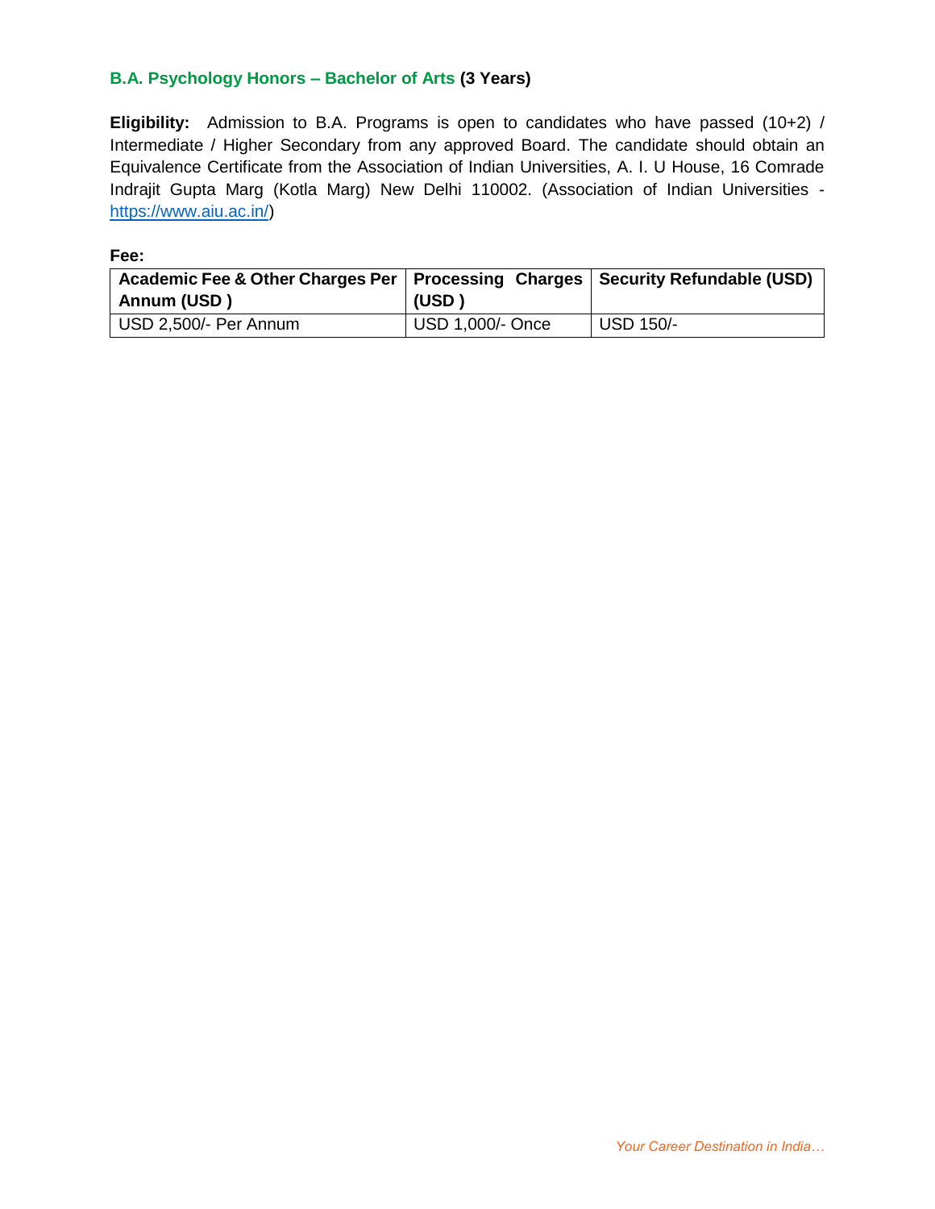### **B.A. Psychology Honors – Bachelor of Arts (3 Years)**

**Eligibility:** Admission to B.A. Programs is open to candidates who have passed (10+2) / Intermediate / Higher Secondary from any approved Board. The candidate should obtain an Equivalence Certificate from the Association of Indian Universities, A. I. U House, 16 Comrade Indrajit Gupta Marg (Kotla Marg) New Delhi 110002. (Association of Indian Universities - https://www.aiu.ac.in/)

**Fee:**

| Academic Fee & Other Charges Per Annum (USD ) | Processing Charges (USD ) | Security Refundable (USD) |
|---|---|---|
| USD 2,500/- Per Annum | USD 1,000/- Once | USD 150/- |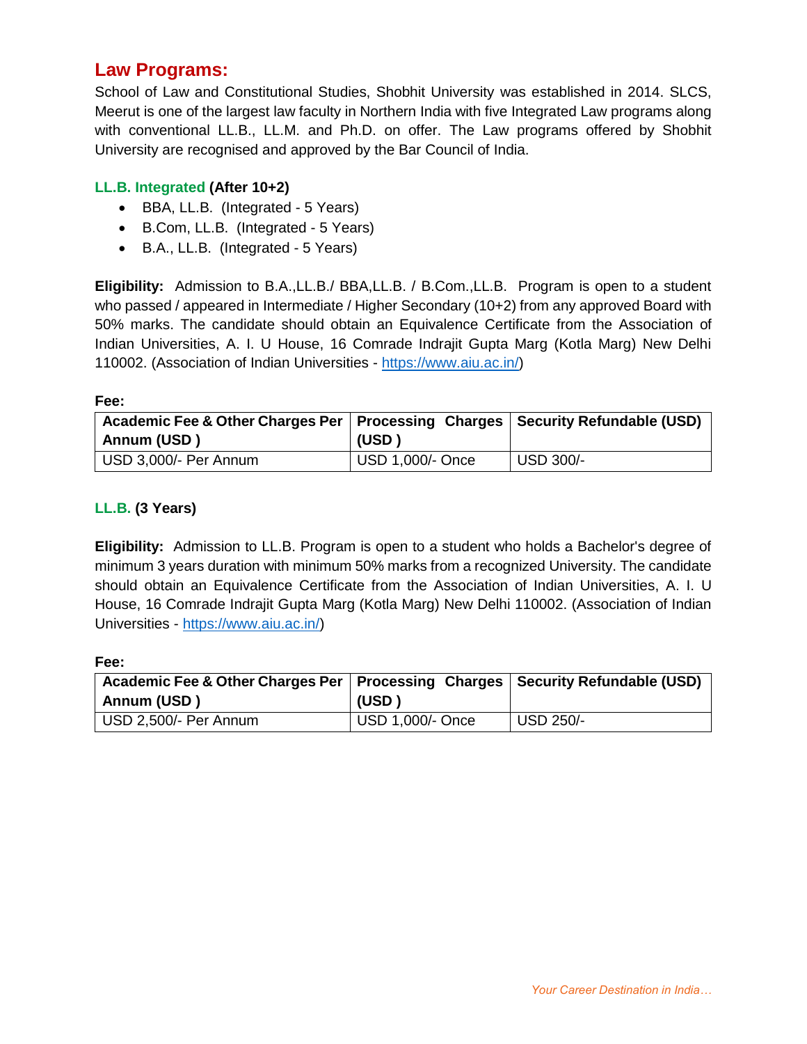## Law Programs:

School of Law and Constitutional Studies, Shobhit University was established in 2014. SLCS, Meerut is one of the largest law faculty in Northern India with five Integrated Law programs along with conventional LL.B., LL.M. and Ph.D. on offer. The Law programs offered by Shobhit University are recognised and approved by the Bar Council of India.

### LL.B. Integrated (After 10+2)

- BBA, LL.B. (Integrated - 5 Years)
- B.Com, LL.B. (Integrated - 5 Years)
- B.A., LL.B. (Integrated - 5 Years)

**Eligibility:** Admission to B.A.,LL.B./ BBA,LL.B. / B.Com.,LL.B. Program is open to a student who passed / appeared in Intermediate / Higher Secondary (10+2) from any approved Board with 50% marks. The candidate should obtain an Equivalence Certificate from the Association of Indian Universities, A. I. U House, 16 Comrade Indrajit Gupta Marg (Kotla Marg) New Delhi 110002. (Association of Indian Universities - https://www.aiu.ac.in/)

**Fee:**

| Academic Fee & Other Charges Per Annum (USD ) | Processing Charges (USD ) | Security Refundable (USD) |
|---|---|---|
| USD 3,000/- Per Annum | USD 1,000/- Once | USD 300/- |

### LL.B. (3 Years)

**Eligibility:** Admission to LL.B. Program is open to a student who holds a Bachelor's degree of minimum 3 years duration with minimum 50% marks from a recognized University. The candidate should obtain an Equivalence Certificate from the Association of Indian Universities, A. I. U House, 16 Comrade Indrajit Gupta Marg (Kotla Marg) New Delhi 110002. (Association of Indian Universities - https://www.aiu.ac.in/)

**Fee:**

| Academic Fee & Other Charges Per Annum (USD ) | Processing Charges (USD ) | Security Refundable (USD) |
|---|---|---|
| USD 2,500/- Per Annum | USD 1,000/- Once | USD 250/- |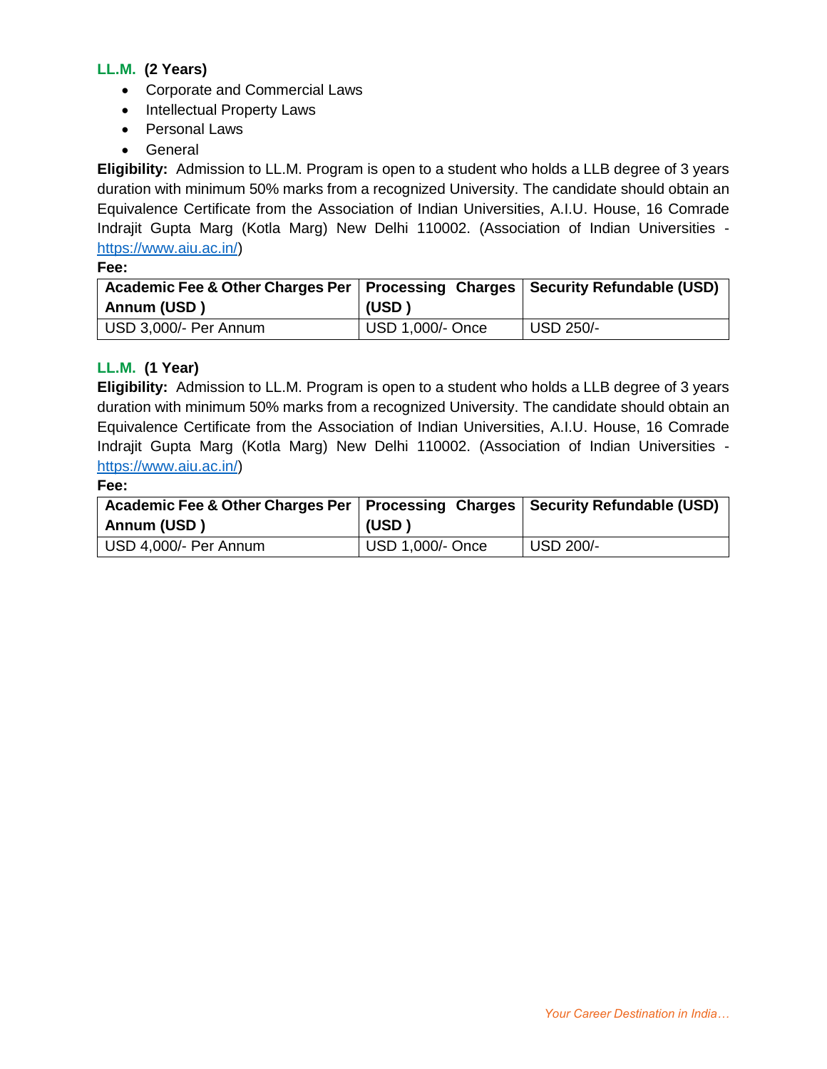### **LL.M.** **(2 Years)**

- Corporate and Commercial Laws
- Intellectual Property Laws
- Personal Laws
- General

**Eligibility:** Admission to LL.M. Program is open to a student who holds a LLB degree of 3 years duration with minimum 50% marks from a recognized University. The candidate should obtain an Equivalence Certificate from the Association of Indian Universities, A.I.U. House, 16 Comrade Indrajit Gupta Marg (Kotla Marg) New Delhi 110002. (Association of Indian Universities - https://www.aiu.ac.in/)

**Fee:**

| **Academic Fee & Other Charges Per Annum (USD )** | **Processing Charges (USD )** | **Security Refundable (USD)** |
|---|---|---|
| USD 3,000/- Per Annum | USD 1,000/- Once | USD 250/- |

### **LL.M.** **(1 Year)**

**Eligibility:** Admission to LL.M. Program is open to a student who holds a LLB degree of 3 years duration with minimum 50% marks from a recognized University. The candidate should obtain an Equivalence Certificate from the Association of Indian Universities, A.I.U. House, 16 Comrade Indrajit Gupta Marg (Kotla Marg) New Delhi 110002. (Association of Indian Universities - https://www.aiu.ac.in/)

**Fee:**

| **Academic Fee & Other Charges Per Annum (USD )** | **Processing Charges (USD )** | **Security Refundable (USD)** |
|---|---|---|
| USD 4,000/- Per Annum | USD 1,000/- Once | USD 200/- |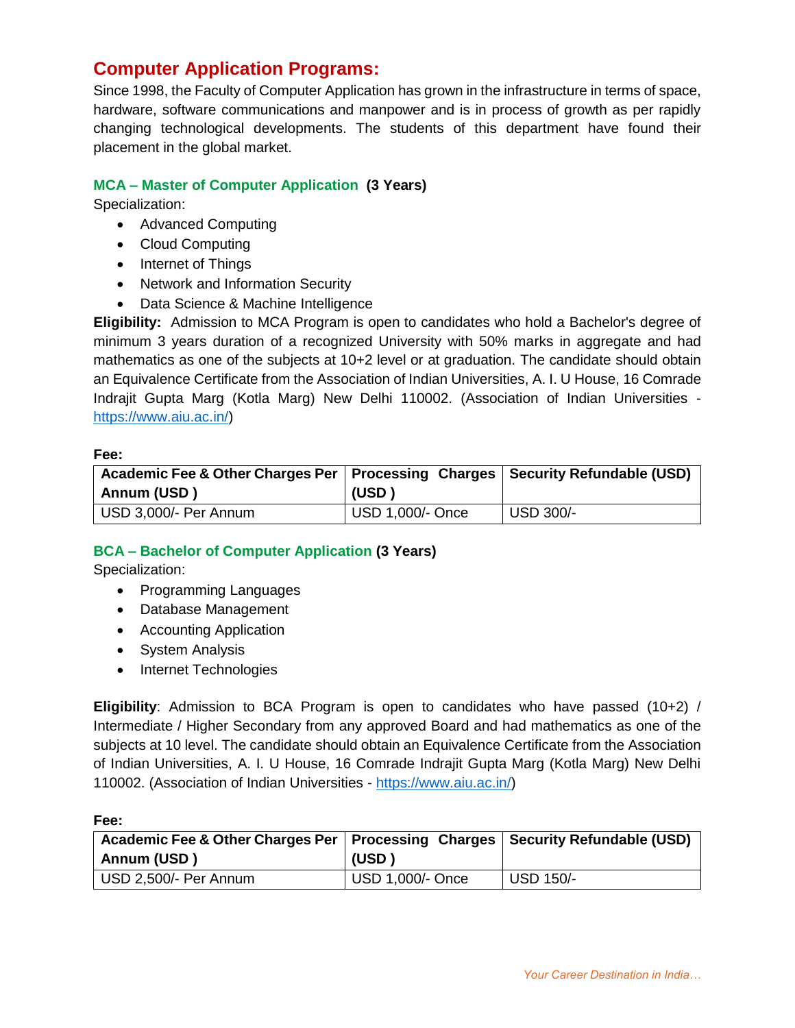## Computer Application Programs:

Since 1998, the Faculty of Computer Application has grown in the infrastructure in terms of space, hardware, software communications and manpower and is in process of growth as per rapidly changing technological developments. The students of this department have found their placement in the global market.

### MCA – Master of Computer Application **(3 Years)**

Specialization:

- Advanced Computing
- Cloud Computing
- Internet of Things
- Network and Information Security
- Data Science & Machine Intelligence

**Eligibility:** Admission to MCA Program is open to candidates who hold a Bachelor's degree of minimum 3 years duration of a recognized University with 50% marks in aggregate and had mathematics as one of the subjects at 10+2 level or at graduation. The candidate should obtain an Equivalence Certificate from the Association of Indian Universities, A. I. U House, 16 Comrade Indrajit Gupta Marg (Kotla Marg) New Delhi 110002. (Association of Indian Universities - https://www.aiu.ac.in/)

**Fee:**

| Academic Fee & Other Charges Per Annum (USD ) | Processing Charges (USD ) | Security Refundable (USD) |
|---|---|---|
| USD 3,000/- Per Annum | USD 1,000/- Once | USD 300/- |

### BCA – Bachelor of Computer Application **(3 Years)**

Specialization:

- Programming Languages
- Database Management
- Accounting Application
- System Analysis
- Internet Technologies

**Eligibility**: Admission to BCA Program is open to candidates who have passed (10+2) / Intermediate / Higher Secondary from any approved Board and had mathematics as one of the subjects at 10 level. The candidate should obtain an Equivalence Certificate from the Association of Indian Universities, A. I. U House, 16 Comrade Indrajit Gupta Marg (Kotla Marg) New Delhi 110002. (Association of Indian Universities - https://www.aiu.ac.in/)

**Fee:**

| Academic Fee & Other Charges Per Annum (USD ) | Processing Charges (USD ) | Security Refundable (USD) |
|---|---|---|
| USD 2,500/- Per Annum | USD 1,000/- Once | USD 150/- |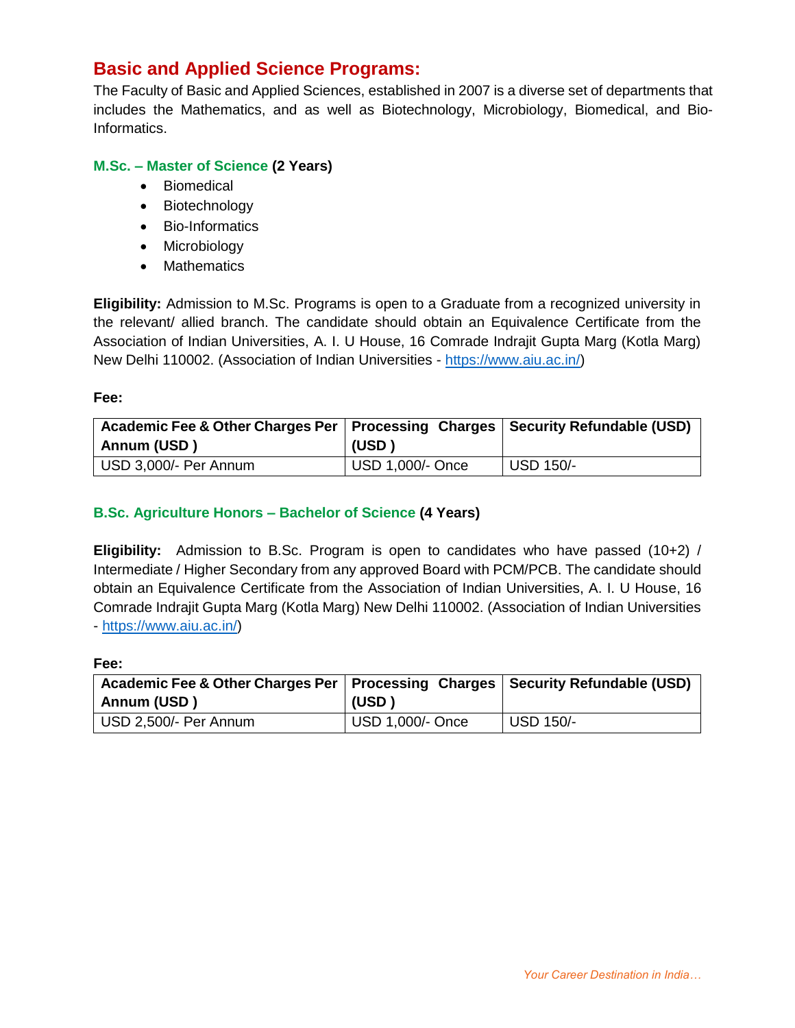## Basic and Applied Science Programs:

The Faculty of Basic and Applied Sciences, established in 2007 is a diverse set of departments that includes the Mathematics, and as well as Biotechnology, Microbiology, Biomedical, and Bio-Informatics.

### M.Sc. – Master of Science (2 Years)

- Biomedical
- Biotechnology
- Bio-Informatics
- Microbiology
- Mathematics

**Eligibility:** Admission to M.Sc. Programs is open to a Graduate from a recognized university in the relevant/ allied branch. The candidate should obtain an Equivalence Certificate from the Association of Indian Universities, A. I. U House, 16 Comrade Indrajit Gupta Marg (Kotla Marg) New Delhi 110002. (Association of Indian Universities - https://www.aiu.ac.in/)

**Fee:**

| Academic Fee & Other Charges Per Annum (USD ) | Processing Charges (USD ) | Security Refundable (USD) |
|---|---|---|
| USD 3,000/- Per Annum | USD 1,000/- Once | USD 150/- |

### B.Sc. Agriculture Honors – Bachelor of Science (4 Years)

**Eligibility:** Admission to B.Sc. Program is open to candidates who have passed (10+2) / Intermediate / Higher Secondary from any approved Board with PCM/PCB. The candidate should obtain an Equivalence Certificate from the Association of Indian Universities, A. I. U House, 16 Comrade Indrajit Gupta Marg (Kotla Marg) New Delhi 110002. (Association of Indian Universities - https://www.aiu.ac.in/)

**Fee:**

| Academic Fee & Other Charges Per Annum (USD ) | Processing Charges (USD ) | Security Refundable (USD) |
|---|---|---|
| USD 2,500/- Per Annum | USD 1,000/- Once | USD 150/- |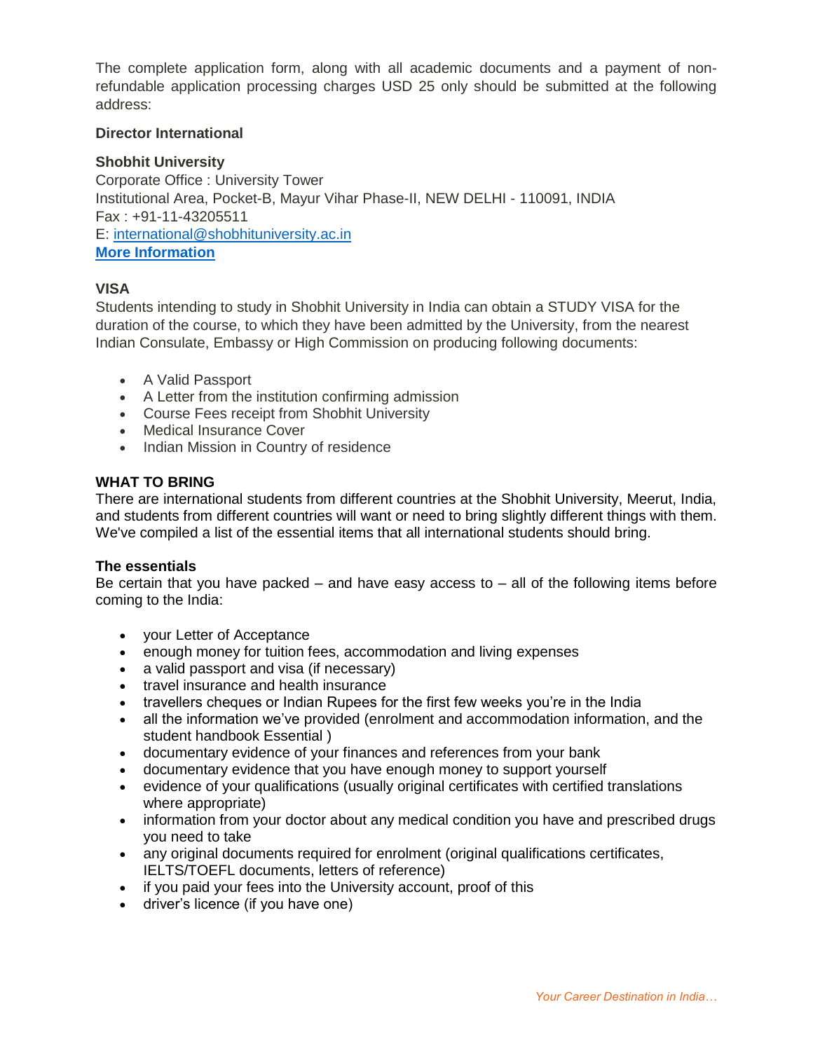The complete application form, along with all academic documents and a payment of non-refundable application processing charges USD 25 only should be submitted at the following address:

**Director International**

**Shobhit University**
Corporate Office : University Tower
Institutional Area, Pocket-B, Mayur Vihar Phase-II, NEW DELHI - 110091, INDIA
Fax : +91-11-43205511
E: international@shobhituniversity.ac.in
**More Information**

### VISA

Students intending to study in Shobhit University in India can obtain a STUDY VISA for the duration of the course, to which they have been admitted by the University, from the nearest Indian Consulate, Embassy or High Commission on producing following documents:

- A Valid Passport
- A Letter from the institution confirming admission
- Course Fees receipt from Shobhit University
- Medical Insurance Cover
- Indian Mission in Country of residence

### WHAT TO BRING

There are international students from different countries at the Shobhit University, Meerut, India, and students from different countries will want or need to bring slightly different things with them. We've compiled a list of the essential items that all international students should bring.

#### The essentials

Be certain that you have packed – and have easy access to – all of the following items before coming to the India:

- your Letter of Acceptance
- enough money for tuition fees, accommodation and living expenses
- a valid passport and visa (if necessary)
- travel insurance and health insurance
- travellers cheques or Indian Rupees for the first few weeks you're in the India
- all the information we've provided (enrolment and accommodation information, and the student handbook Essential )
- documentary evidence of your finances and references from your bank
- documentary evidence that you have enough money to support yourself
- evidence of your qualifications (usually original certificates with certified translations where appropriate)
- information from your doctor about any medical condition you have and prescribed drugs you need to take
- any original documents required for enrolment (original qualifications certificates, IELTS/TOEFL documents, letters of reference)
- if you paid your fees into the University account, proof of this
- driver's licence (if you have one)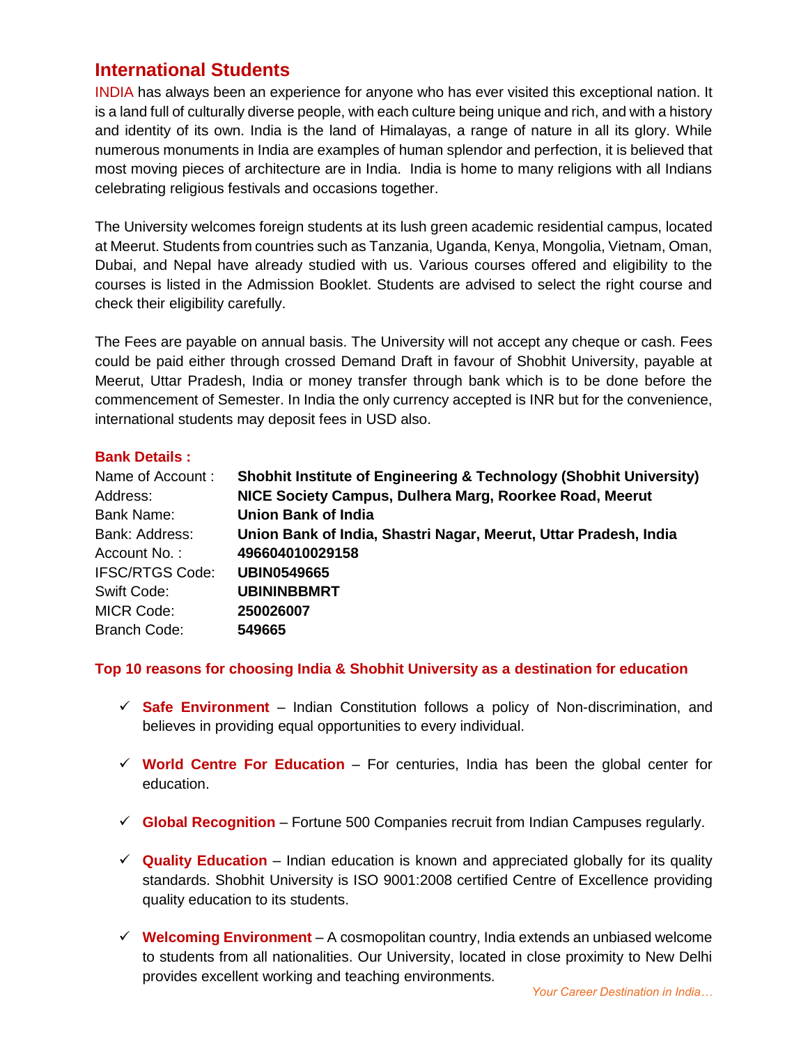## International Students

INDIA has always been an experience for anyone who has ever visited this exceptional nation. It is a land full of culturally diverse people, with each culture being unique and rich, and with a history and identity of its own. India is the land of Himalayas, a range of nature in all its glory. While numerous monuments in India are examples of human splendor and perfection, it is believed that most moving pieces of architecture are in India. India is home to many religions with all Indians celebrating religious festivals and occasions together.

The University welcomes foreign students at its lush green academic residential campus, located at Meerut. Students from countries such as Tanzania, Uganda, Kenya, Mongolia, Vietnam, Oman, Dubai, and Nepal have already studied with us. Various courses offered and eligibility to the courses is listed in the Admission Booklet. Students are advised to select the right course and check their eligibility carefully.

The Fees are payable on annual basis. The University will not accept any cheque or cash. Fees could be paid either through crossed Demand Draft in favour of Shobhit University, payable at Meerut, Uttar Pradesh, India or money transfer through bank which is to be done before the commencement of Semester. In India the only currency accepted is INR but for the convenience, international students may deposit fees in USD also.

**Bank Details :**

| | |
|---|---|
| Name of Account : | **Shobhit Institute of Engineering & Technology (Shobhit University)** |
| Address: | **NICE Society Campus, Dulhera Marg, Roorkee Road, Meerut** |
| Bank Name: | **Union Bank of India** |
| Bank: Address: | **Union Bank of India, Shastri Nagar, Meerut, Uttar Pradesh, India** |
| Account No. : | **496604010029158** |
| IFSC/RTGS Code: | **UBIN0549665** |
| Swift Code: | **UBININBBMRT** |
| MICR Code: | **250026007** |
| Branch Code: | **549665** |

**Top 10 reasons for choosing India & Shobhit University as a destination for education**

- ✓ **Safe Environment** – Indian Constitution follows a policy of Non-discrimination, and believes in providing equal opportunities to every individual.
- ✓ **World Centre For Education** – For centuries, India has been the global center for education.
- ✓ **Global Recognition** – Fortune 500 Companies recruit from Indian Campuses regularly.
- ✓ **Quality Education** – Indian education is known and appreciated globally for its quality standards. Shobhit University is ISO 9001:2008 certified Centre of Excellence providing quality education to its students.
- ✓ **Welcoming Environment** – A cosmopolitan country, India extends an unbiased welcome to students from all nationalities. Our University, located in close proximity to New Delhi provides excellent working and teaching environments.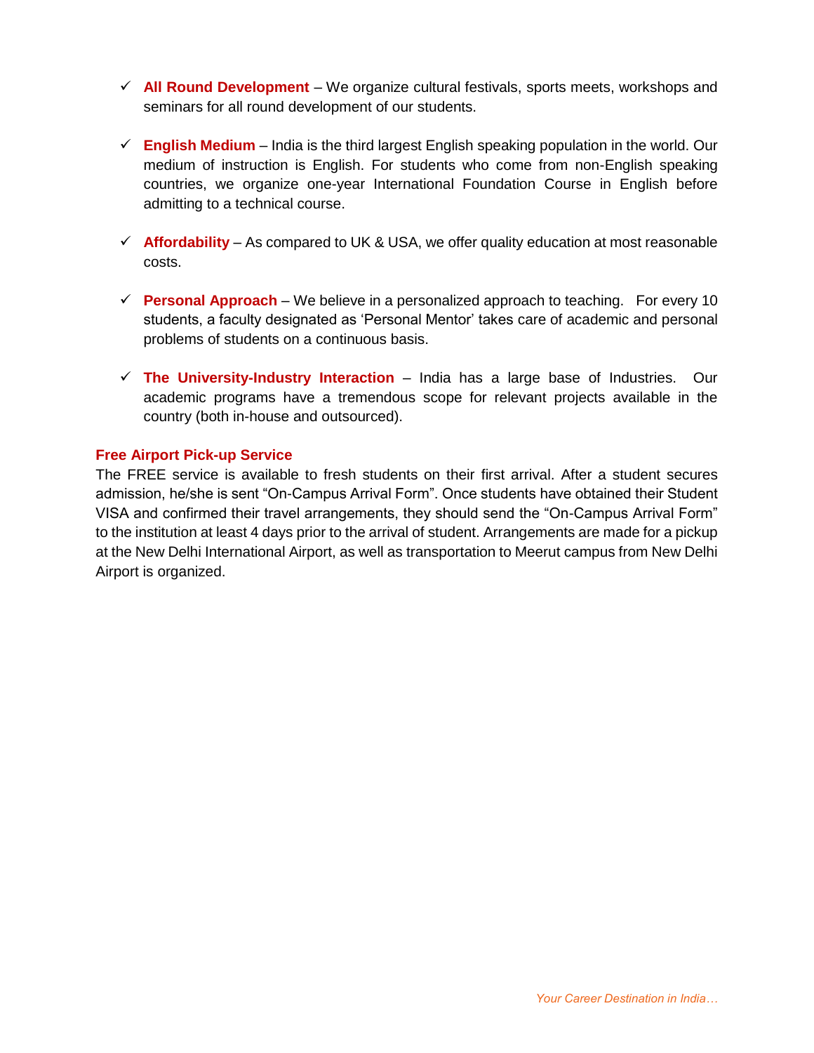- ✓ **All Round Development** – We organize cultural festivals, sports meets, workshops and seminars for all round development of our students.

- ✓ **English Medium** – India is the third largest English speaking population in the world. Our medium of instruction is English. For students who come from non-English speaking countries, we organize one-year International Foundation Course in English before admitting to a technical course.

- ✓ **Affordability** – As compared to UK & USA, we offer quality education at most reasonable costs.

- ✓ **Personal Approach** – We believe in a personalized approach to teaching. For every 10 students, a faculty designated as 'Personal Mentor' takes care of academic and personal problems of students on a continuous basis.

- ✓ **The University-Industry Interaction** – India has a large base of Industries. Our academic programs have a tremendous scope for relevant projects available in the country (both in-house and outsourced).

### Free Airport Pick-up Service

The FREE service is available to fresh students on their first arrival. After a student secures admission, he/she is sent "On-Campus Arrival Form". Once students have obtained their Student VISA and confirmed their travel arrangements, they should send the "On-Campus Arrival Form" to the institution at least 4 days prior to the arrival of student. Arrangements are made for a pickup at the New Delhi International Airport, as well as transportation to Meerut campus from New Delhi Airport is organized.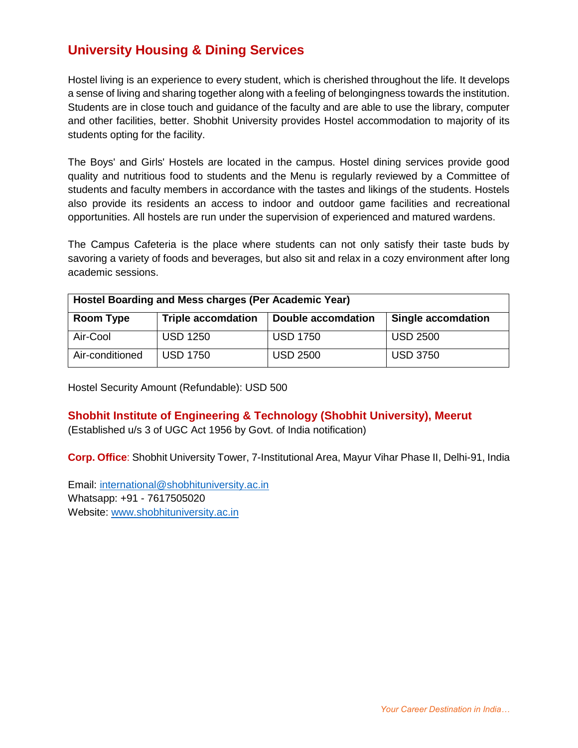## University Housing & Dining Services

Hostel living is an experience to every student, which is cherished throughout the life. It develops a sense of living and sharing together along with a feeling of belongingness towards the institution. Students are in close touch and guidance of the faculty and are able to use the library, computer and other facilities, better. Shobhit University provides Hostel accommodation to majority of its students opting for the facility.

The Boys' and Girls' Hostels are located in the campus. Hostel dining services provide good quality and nutritious food to students and the Menu is regularly reviewed by a Committee of students and faculty members in accordance with the tastes and likings of the students. Hostels also provide its residents an access to indoor and outdoor game facilities and recreational opportunities. All hostels are run under the supervision of experienced and matured wardens.

The Campus Cafeteria is the place where students can not only satisfy their taste buds by savoring a variety of foods and beverages, but also sit and relax in a cozy environment after long academic sessions.

| Hostel Boarding and Mess charges (Per Academic Year) | | | |
|---|---|---|---|
| **Room Type** | **Triple accomdation** | **Double accomdation** | **Single accomdation** |
| Air-Cool | USD 1250 | USD 1750 | USD 2500 |
| Air-conditioned | USD 1750 | USD 2500 | USD 3750 |

Hostel Security Amount (Refundable): USD 500

### Shobhit Institute of Engineering & Technology (Shobhit University), Meerut

(Established u/s 3 of UGC Act 1956 by Govt. of India notification)

**Corp. Office**: Shobhit University Tower, 7-Institutional Area, Mayur Vihar Phase II, Delhi-91, India

Email: international@shobhituniversity.ac.in
Whatsapp: +91 - 7617505020
Website: www.shobhituniversity.ac.in